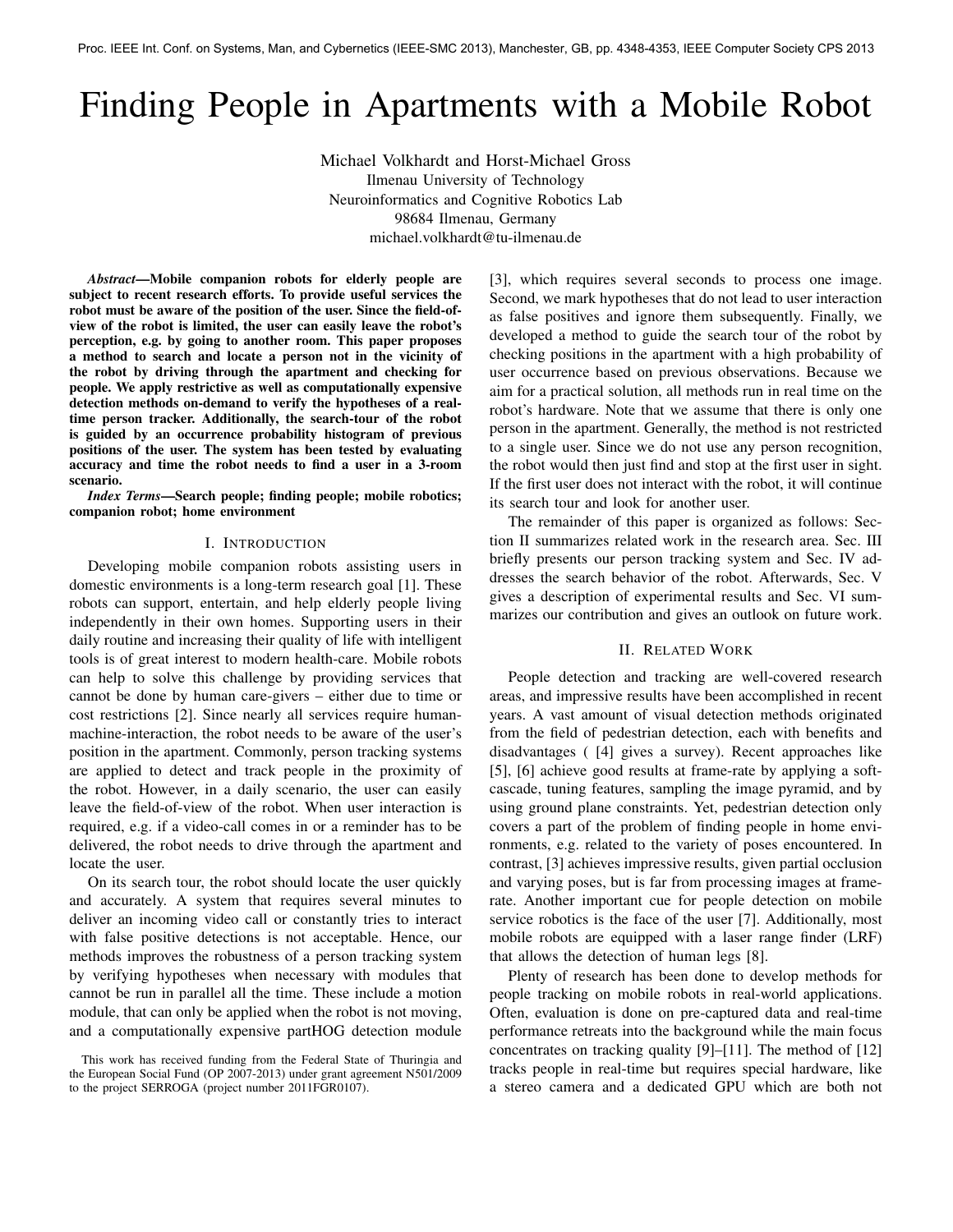# Finding People in Apartments with a Mobile Robot

Michael Volkhardt and Horst-Michael Gross
Ilmenau University of Technology
Neuroinformatics and Cognitive Robotics Lab
98684 Ilmenau, Germany
michael.volkhardt@tu-ilmenau.de

***Abstract*—Mobile companion robots for elderly people are subject to recent research efforts. To provide useful services the robot must be aware of the position of the user. Since the field-of-view of the robot is limited, the user can easily leave the robot's perception, e.g. by going to another room. This paper proposes a method to search and locate a person not in the vicinity of the robot by driving through the apartment and checking for people. We apply restrictive as well as computationally expensive detection methods on-demand to verify the hypotheses of a real-time person tracker. Additionally, the search-tour of the robot is guided by an occurrence probability histogram of previous positions of the user. The system has been tested by evaluating accuracy and time the robot needs to find a user in a 3-room scenario.**

***Index Terms*—Search people; finding people; mobile robotics; companion robot; home environment**

## I. Introduction

Developing mobile companion robots assisting users in domestic environments is a long-term research goal [1]. These robots can support, entertain, and help elderly people living independently in their own homes. Supporting users in their daily routine and increasing their quality of life with intelligent tools is of great interest to modern health-care. Mobile robots can help to solve this challenge by providing services that cannot be done by human care-givers – either due to time or cost restrictions [2]. Since nearly all services require human-machine-interaction, the robot needs to be aware of the user's position in the apartment. Commonly, person tracking systems are applied to detect and track people in the proximity of the robot. However, in a daily scenario, the user can easily leave the field-of-view of the robot. When user interaction is required, e.g. if a video-call comes in or a reminder has to be delivered, the robot needs to drive through the apartment and locate the user.

On its search tour, the robot should locate the user quickly and accurately. A system that requires several minutes to deliver an incoming video call or constantly tries to interact with false positive detections is not acceptable. Hence, our methods improves the robustness of a person tracking system by verifying hypotheses when necessary with modules that cannot be run in parallel all the time. These include a motion module, that can only be applied when the robot is not moving, and a computationally expensive partHOG detection module [3], which requires several seconds to process one image. Second, we mark hypotheses that do not lead to user interaction as false positives and ignore them subsequently. Finally, we developed a method to guide the search tour of the robot by checking positions in the apartment with a high probability of user occurrence based on previous observations. Because we aim for a practical solution, all methods run in real time on the robot's hardware. Note that we assume that there is only one person in the apartment. Generally, the method is not restricted to a single user. Since we do not use any person recognition, the robot would then just find and stop at the first user in sight. If the first user does not interact with the robot, it will continue its search tour and look for another user.

This work has received funding from the Federal State of Thuringia and the European Social Fund (OP 2007-2013) under grant agreement N501/2009 to the project SERROGA (project number 2011FGR0107).

The remainder of this paper is organized as follows: Section II summarizes related work in the research area. Sec. III briefly presents our person tracking system and Sec. IV addresses the search behavior of the robot. Afterwards, Sec. V gives a description of experimental results and Sec. VI summarizes our contribution and gives an outlook on future work.

## II. Related Work

People detection and tracking are well-covered research areas, and impressive results have been accomplished in recent years. A vast amount of visual detection methods originated from the field of pedestrian detection, each with benefits and disadvantages ( [4] gives a survey). Recent approaches like [5], [6] achieve good results at frame-rate by applying a soft-cascade, tuning features, sampling the image pyramid, and by using ground plane constraints. Yet, pedestrian detection only covers a part of the problem of finding people in home environments, e.g. related to the variety of poses encountered. In contrast, [3] achieves impressive results, given partial occlusion and varying poses, but is far from processing images at frame-rate. Another important cue for people detection on mobile service robotics is the face of the user [7]. Additionally, most mobile robots are equipped with a laser range finder (LRF) that allows the detection of human legs [8].

Plenty of research has been done to develop methods for people tracking on mobile robots in real-world applications. Often, evaluation is done on pre-captured data and real-time performance retreats into the background while the main focus concentrates on tracking quality [9]–[11]. The method of [12] tracks people in real-time but requires special hardware, like a stereo camera and a dedicated GPU which are both not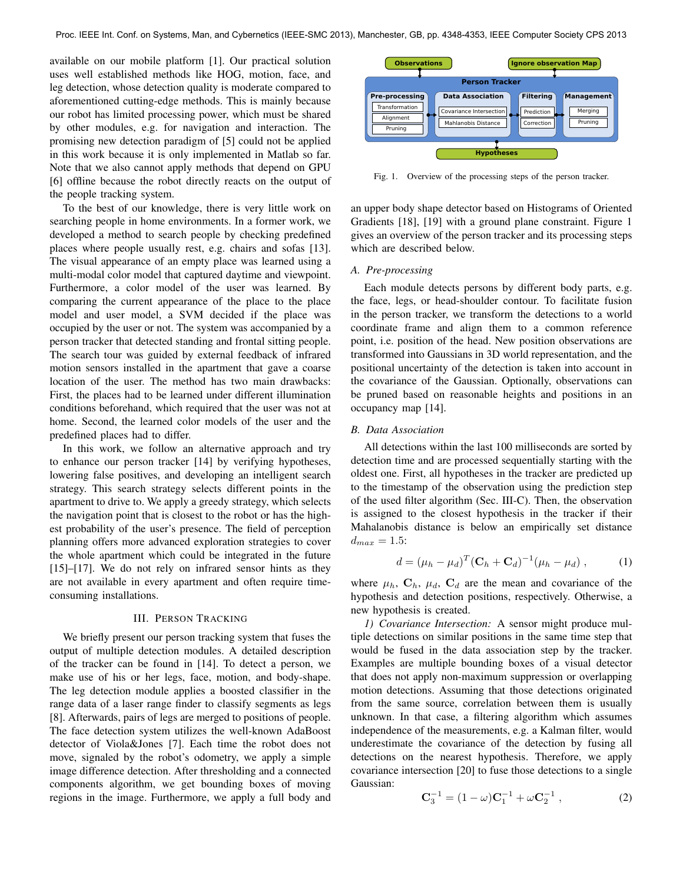available on our mobile platform [1]. Our practical solution uses well established methods like HOG, motion, face, and leg detection, whose detection quality is moderate compared to aforementioned cutting-edge methods. This is mainly because our robot has limited processing power, which must be shared by other modules, e.g. for navigation and interaction. The promising new detection paradigm of [5] could not be applied in this work because it is only implemented in Matlab so far. Note that we also cannot apply methods that depend on GPU [6] offline because the robot directly reacts on the output of the people tracking system.

To the best of our knowledge, there is very little work on searching people in home environments. In a former work, we developed a method to search people by checking predefined places where people usually rest, e.g. chairs and sofas [13]. The visual appearance of an empty place was learned using a multi-modal color model that captured daytime and viewpoint. Furthermore, a color model of the user was learned. By comparing the current appearance of the place to the place model and user model, a SVM decided if the place was occupied by the user or not. The system was accompanied by a person tracker that detected standing and frontal sitting people. The search tour was guided by external feedback of infrared motion sensors installed in the apartment that gave a coarse location of the user. The method has two main drawbacks: First, the places had to be learned under different illumination conditions beforehand, which required that the user was not at home. Second, the learned color models of the user and the predefined places had to differ.

In this work, we follow an alternative approach and try to enhance our person tracker [14] by verifying hypotheses, lowering false positives, and developing an intelligent search strategy. This search strategy selects different points in the apartment to drive to. We apply a greedy strategy, which selects the navigation point that is closest to the robot or has the highest probability of the user's presence. The field of perception planning offers more advanced exploration strategies to cover the whole apartment which could be integrated in the future [15]–[17]. We do not rely on infrared sensor hints as they are not available in every apartment and often require time-consuming installations.

## III. Person Tracking

We briefly present our person tracking system that fuses the output of multiple detection modules. A detailed description of the tracker can be found in [14]. To detect a person, we make use of his or her legs, face, motion, and body-shape. The leg detection module applies a boosted classifier in the range data of a laser range finder to classify segments as legs [8]. Afterwards, pairs of legs are merged to positions of people. The face detection system utilizes the well-known AdaBoost detector of Viola&Jones [7]. Each time the robot does not move, signaled by the robot's odometry, we apply a simple image difference detection. After thresholding and a connected components algorithm, we get bounding boxes of moving regions in the image. Furthermore, we apply a full body and an upper body shape detector based on Histograms of Oriented Gradients [18], [19] with a ground plane constraint. Figure 1 gives an overview of the person tracker and its processing steps which are described below.

Observations | Ignore observation Map

Person Tracker: Pre-processing (Transformation, Alignment, Pruning) ↔ Data Association (Covariance Intersection, Mahlanobis Distance) ↔ Filtering (Prediction, Correction) ↔ Management (Merging, Pruning)

Hypotheses

Fig. 1. Overview of the processing steps of the person tracker.

### A. Pre-processing

Each module detects persons by different body parts, e.g. the face, legs, or head-shoulder contour. To facilitate fusion in the person tracker, we transform the detections to a world coordinate frame and align them to a common reference point, i.e. position of the head. New position observations are transformed into Gaussians in 3D world representation, and the positional uncertainty of the detection is taken into account in the covariance of the Gaussian. Optionally, observations can be pruned based on reasonable heights and positions in an occupancy map [14].

### B. Data Association

All detections within the last 100 milliseconds are sorted by detection time and are processed sequentially starting with the oldest one. First, all hypotheses in the tracker are predicted up to the timestamp of the observation using the prediction step of the used filter algorithm (Sec. III-C). Then, the observation is assigned to the closest hypothesis in the tracker if their Mahalanobis distance is below an empirically set distance $d_{max} = 1.5$:

$$d = (\mu_h - \mu_d)^T (\mathbf{C}_h + \mathbf{C}_d)^{-1} (\mu_h - \mu_d) \; , \qquad (1)$$

where $\mu_h$, $\mathbf{C}_h$, $\mu_d$, $\mathbf{C}_d$ are the mean and covariance of the hypothesis and detection positions, respectively. Otherwise, a new hypothesis is created.

*1) Covariance Intersection:* A sensor might produce multiple detections on similar positions in the same time step that would be fused in the data association step by the tracker. Examples are multiple bounding boxes of a visual detector that does not apply non-maximum suppression or overlapping motion detections. Assuming that those detections originated from the same source, correlation between them is usually unknown. In that case, a filtering algorithm which assumes independence of the measurements, e.g. a Kalman filter, would underestimate the covariance of the detection by fusing all detections on the nearest hypothesis. Therefore, we apply covariance intersection [20] to fuse those detections to a single Gaussian:

$$\mathbf{C}_3^{-1} = (1 - \omega)\mathbf{C}_1^{-1} + \omega \mathbf{C}_2^{-1} \; , \qquad (2)$$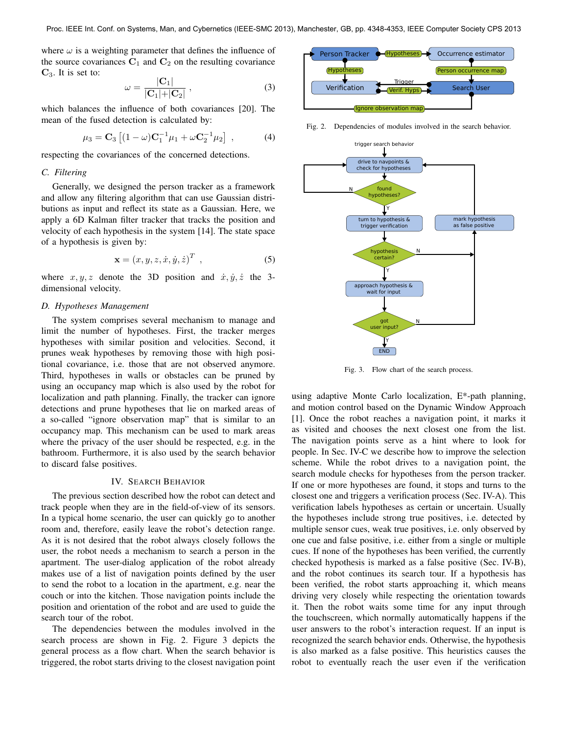where $\omega$ is a weighting parameter that defines the influence of the source covariances $\mathbf{C}_1$ and $\mathbf{C}_2$ on the resulting covariance $\mathbf{C}_3$. It is set to:

$$\omega = \frac{|\mathbf{C}_1|}{|\mathbf{C}_1|+|\mathbf{C}_2|} \ , \tag{3}$$

which balances the influence of both covariances [20]. The mean of the fused detection is calculated by:

$$\mu_3 = \mathbf{C}_3 \left[ (1-\omega)\mathbf{C}_1^{-1}\mu_1 + \omega \mathbf{C}_2^{-1}\mu_2 \right] \ , \tag{4}$$

respecting the covariances of the concerned detections.

### C. Filtering

Generally, we designed the person tracker as a framework and allow any filtering algorithm that can use Gaussian distributions as input and reflect its state as a Gaussian. Here, we apply a 6D Kalman filter tracker that tracks the position and velocity of each hypothesis in the system [14]. The state space of a hypothesis is given by:

$$\mathbf{x} = (x, y, z, \dot{x}, \dot{y}, \dot{z})^T \ , \tag{5}$$

where $x, y, z$ denote the 3D position and $\dot{x}, \dot{y}, \dot{z}$ the 3-dimensional velocity.

### D. Hypotheses Management

The system comprises several mechanism to manage and limit the number of hypotheses. First, the tracker merges hypotheses with similar position and velocities. Second, it prunes weak hypotheses by removing those with high positional covariance, i.e. those that are not observed anymore. Third, hypotheses in walls or obstacles can be pruned by using an occupancy map which is also used by the robot for localization and path planning. Finally, the tracker can ignore detections and prune hypotheses that lie on marked areas of a so-called "ignore observation map" that is similar to an occupancy map. This mechanism can be used to mark areas where the privacy of the user should be respected, e.g. in the bathroom. Furthermore, it is also used by the search behavior to discard false positives.

## IV. Search Behavior

The previous section described how the robot can detect and track people when they are in the field-of-view of its sensors. In a typical home scenario, the user can quickly go to another room and, therefore, easily leave the robot's detection range. As it is not desired that the robot always closely follows the user, the robot needs a mechanism to search a person in the apartment. The user-dialog application of the robot already makes use of a list of navigation points defined by the user to send the robot to a location in the apartment, e.g. near the couch or into the kitchen. Those navigation points include the position and orientation of the robot and are used to guide the search tour of the robot.

The dependencies between the modules involved in the search process are shown in Fig. 2. Figure 3 depicts the general process as a flow chart. When the search behavior is triggered, the robot starts driving to the closest navigation point

Person Tracker
Hypotheses
Occurrence estimator
Hypotheses
Person occurrence map
Trigger
Verification
Verif. Hyps
Search User
Ignore observation map

Fig. 2. Dependencies of modules involved in the search behavior.

trigger search behavior
drive to navpoints & check for hypotheses
found hypotheses?
N
Y
turn to hypothesis & trigger verification
mark hypothesis as false positive
hypothesis certain?
N
Y
approach hypothesis & wait for input
got user input?
N
Y
END

Fig. 3. Flow chart of the search process.

using adaptive Monte Carlo localization, E*-path planning, and motion control based on the Dynamic Window Approach [1]. Once the robot reaches a navigation point, it marks it as visited and chooses the next closest one from the list. The navigation points serve as a hint where to look for people. In Sec. IV-C we describe how to improve the selection scheme. While the robot drives to a navigation point, the search module checks for hypotheses from the person tracker. If one or more hypotheses are found, it stops and turns to the closest one and triggers a verification process (Sec. IV-A). This verification labels hypotheses as certain or uncertain. Usually the hypotheses include strong true positives, i.e. detected by multiple sensor cues, weak true positives, i.e. only observed by one cue and false positive, i.e. either from a single or multiple cues. If none of the hypotheses has been verified, the currently checked hypothesis is marked as a false positive (Sec. IV-B), and the robot continues its search tour. If a hypothesis has been verified, the robot starts approaching it, which means driving very closely while respecting the orientation towards it. Then the robot waits some time for any input through the touchscreen, which normally automatically happens if the user answers to the robot's interaction request. If an input is recognized the search behavior ends. Otherwise, the hypothesis is also marked as a false positive. This heuristics causes the robot to eventually reach the user even if the verification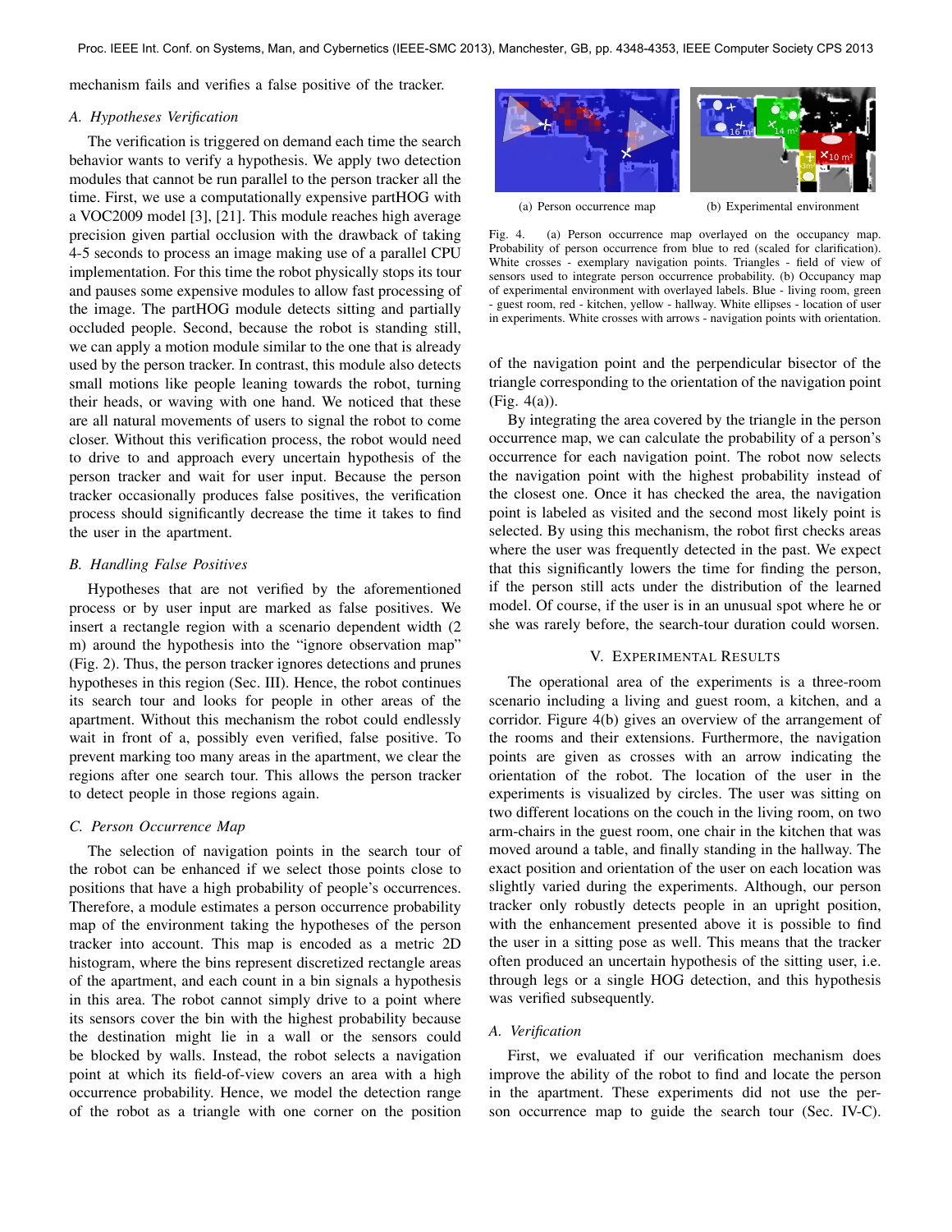mechanism fails and verifies a false positive of the tracker.

### A. Hypotheses Verification

The verification is triggered on demand each time the search behavior wants to verify a hypothesis. We apply two detection modules that cannot be run parallel to the person tracker all the time. First, we use a computationally expensive partHOG with a VOC2009 model [3], [21]. This module reaches high average precision given partial occlusion with the drawback of taking 4-5 seconds to process an image making use of a parallel CPU implementation. For this time the robot physically stops its tour and pauses some expensive modules to allow fast processing of the image. The partHOG module detects sitting and partially occluded people. Second, because the robot is standing still, we can apply a motion module similar to the one that is already used by the person tracker. In contrast, this module also detects small motions like people leaning towards the robot, turning their heads, or waving with one hand. We noticed that these are all natural movements of users to signal the robot to come closer. Without this verification process, the robot would need to drive to and approach every uncertain hypothesis of the person tracker and wait for user input. Because the person tracker occasionally produces false positives, the verification process should significantly decrease the time it takes to find the user in the apartment.

### B. Handling False Positives

Hypotheses that are not verified by the aforementioned process or by user input are marked as false positives. We insert a rectangle region with a scenario dependent width (2 m) around the hypothesis into the "ignore observation map" (Fig. 2). Thus, the person tracker ignores detections and prunes hypotheses in this region (Sec. III). Hence, the robot continues its search tour and looks for people in other areas of the apartment. Without this mechanism the robot could endlessly wait in front of a, possibly even verified, false positive. To prevent marking too many areas in the apartment, we clear the regions after one search tour. This allows the person tracker to detect people in those regions again.

### C. Person Occurrence Map

The selection of navigation points in the search tour of the robot can be enhanced if we select those points close to positions that have a high probability of people's occurrences. Therefore, a module estimates a person occurrence probability map of the environment taking the hypotheses of the person tracker into account. This is encoded as a metric 2D histogram, where the bins represent discretized rectangle areas of the apartment, and each count in a bin signals a hypothesis in this area. The robot cannot simply drive to a point where its sensors cover the bin with the highest probability because the destination might lie in a wall or the sensors could be blocked by walls. Instead, the robot selects a navigation point at which its field-of-view covers an area with a high occurrence probability. Hence, we model the detection range of the robot as a triangle with one corner on the position of the navigation point and the perpendicular bisector of the triangle corresponding to the orientation of the navigation point (Fig. 4(a)).

(a) Person occurrence map

16 m²
14 m²
10 m²
3m²

(b) Experimental environment

Fig. 4. (a) Person occurrence map overlayed on the occupancy map. Probability of person occurrence from blue to red (scaled for clarification). White crosses - exemplary navigation points. Triangles - field of view of sensors used to integrate person occurrence probability. (b) Occupancy map of experimental environment with overlayed labels. Blue - living room, green - guest room, red - kitchen, yellow - hallway. White ellipses - location of user in experiments. White crosses with arrows - navigation points with orientation.

By integrating the area covered by the triangle in the person occurrence map, we can calculate the probability of a person's occurrence for each navigation point. The robot now selects the navigation point with the highest probability instead of the closest one. Once it has checked the area, the navigation point is labeled as visited and the second most likely point is selected. By using this mechanism, the robot first checks areas where the user was frequently detected in the past. We expect that this significantly lowers the time for finding the person, if the person still acts under the distribution of the learned model. Of course, if the user is in an unusual spot where he or she was rarely before, the search-tour duration could worsen.

## V. Experimental Results

The operational area of the experiments is a three-room scenario including a living and guest room, a kitchen, and a corridor. Figure 4(b) gives an overview of the arrangement of the rooms and their extensions. Furthermore, the navigation points are given as crosses with an arrow indicating the orientation of the robot. The location of the user in the experiments is visualized by circles. The user was sitting on two different locations on the couch in the living room, on two arm-chairs in the guest room, one chair in the kitchen that was moved around a table, and finally standing in the hallway. The exact position and orientation of the user on each location was slightly varied during the experiments. Although, our person tracker only robustly detects people in an upright position, with the enhancement presented above it is possible to find the user in a sitting pose as well. This means that the tracker often produced an uncertain hypothesis of the sitting user, i.e. through legs or a single HOG detection, and this hypothesis was verified subsequently.

### A. Verification

First, we evaluated if our verification mechanism does improve the ability of the robot to find and locate the person in the apartment. These experiments did not use the person occurrence map to guide the search tour (Sec. IV-C).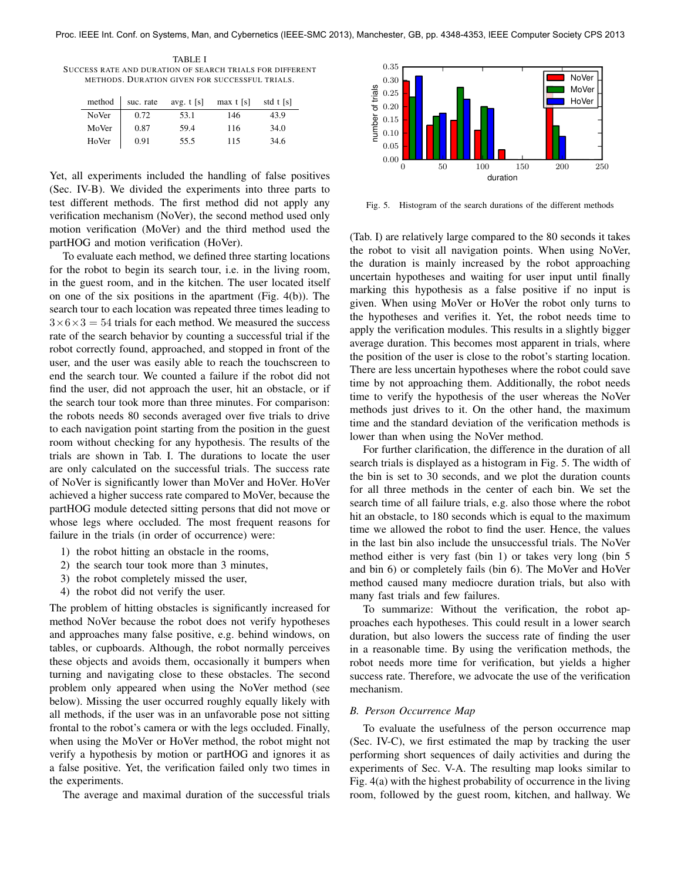TABLE I
SUCCESS RATE AND DURATION OF SEARCH TRIALS FOR DIFFERENT METHODS. DURATION GIVEN FOR SUCCESSFUL TRIALS.

| method | suc. rate | avg. t [s] | max t [s] | std t [s] |
|---|---|---|---|---|
| NoVer | 0.72 | 53.1 | 146 | 43.9 |
| MoVer | 0.87 | 59.4 | 116 | 34.0 |
| HoVer | 0.91 | 55.5 | 115 | 34.6 |

Yet, all experiments included the handling of false positives (Sec. IV-B). We divided the experiments into three parts to test different methods. The first method did not apply any verification mechanism (NoVer), the second method used only motion verification (MoVer) and the third method used the partHOG and motion verification (HoVer).

To evaluate each method, we defined three starting locations for the robot to begin its search tour, i.e. in the living room, in the guest room, and in the kitchen. The user located itself on one of the six positions in the apartment (Fig. 4(b)). The search tour to each location was repeated three times leading to $3 \times 6 \times 3 = 54$ trials for each method. We measured the success rate of the search behavior by counting a successful trial if the robot correctly found, approached, and stopped in front of the user, and the user was easily able to reach the touchscreen to end the search tour. We counted a failure if the robot did not find the user, did not approach the user, hit an obstacle, or if the search tour took more than three minutes. For comparison: the robots needs 80 seconds averaged over five trials to drive to each navigation point starting from the position in the guest room without checking for any hypothesis. The results of the trials are shown in Tab. I. The durations to locate the user are only calculated on the successful trials. The success rate of NoVer is significantly lower than MoVer and HoVer. HoVer achieved a higher success rate compared to MoVer, because the partHOG module detected sitting persons that did not move or whose legs where occluded. The most frequent reasons for failure in the trials (in order of occurrence) were:

1) the robot hitting an obstacle in the rooms,
2) the search tour took more than 3 minutes,
3) the robot completely missed the user,
4) the robot did not verify the user.

The problem of hitting obstacles is significantly increased for method NoVer because the robot does not verify hypotheses and approaches many false positive, e.g. behind windows, on tables, or cupboards. Although, the robot normally perceives these objects and avoids them, occasionally it bumpers when turning and navigating close to these obstacles. The second problem only appeared when using the NoVer method (see below). Missing the user occurred roughly equally likely with all methods, if the user was in an unfavorable pose not sitting frontal to the robot's camera or with the legs occluded. Finally, when using the MoVer or HoVer method, the robot might not verify a hypothesis by motion or partHOG and ignores it as a false positive. Yet, the verification failed only two times in the experiments.

The average and maximal duration of the successful trials (Tab. I) are relatively large compared to the 80 seconds it takes the robot to visit all navigation points. When using NoVer, the duration is mainly increased by the robot approaching uncertain hypotheses and waiting for user input until finally marking this hypothesis as a false positive if no input is given. When using MoVer or HoVer the robot only turns to the hypotheses and verifies it. Yet, the robot needs time to apply the verification modules. This results in a slightly bigger average duration. This becomes most apparent in trials, where the position of the user is close to the robot's starting location. There are less uncertain hypotheses where the robot could save time by not approaching them. Additionally, the robot needs time to verify the hypothesis of the user whereas the NoVer methods just drives to it. On the other hand, the maximum time and the standard deviation of the verification methods is lower than when using the NoVer method.

Fig. 5. Histogram of the search durations of the different methods

For further clarification, the difference in the duration of all search trials is displayed as a histogram in Fig. 5. The width of the bin is set to 30 seconds, and we plot the duration counts for all three methods in the center of each bin. We set the search time of all failure trials, e.g. also those where the robot hit an obstacle, to 180 seconds which is equal to the maximum time we allowed the robot to find the user. Hence, the values in the last bin also include the unsuccessful trials. The NoVer method either is very fast (bin 1) or takes very long (bin 5 and bin 6) or completely fails (bin 6). The MoVer and HoVer method caused many mediocre duration trials, but also with many fast trials and few failures.

To summarize: Without the verification, the robot approaches each hypotheses. This could result in a lower search duration, but also lowers the success rate of finding the user in a reasonable time. By using the verification methods, the robot needs more time for verification, but yields a higher success rate. Therefore, we advocate the use of the verification mechanism.

### *B. Person Occurrence Map*

To evaluate the usefulness of the person occurrence map (Sec. IV-C), we first estimated the map by tracking the user performing short sequences of daily activities and during the experiments of Sec. V-A. The resulting map looks similar to Fig. 4(a) with the highest probability of occurrence in the living room, followed by the guest room, kitchen, and hallway. We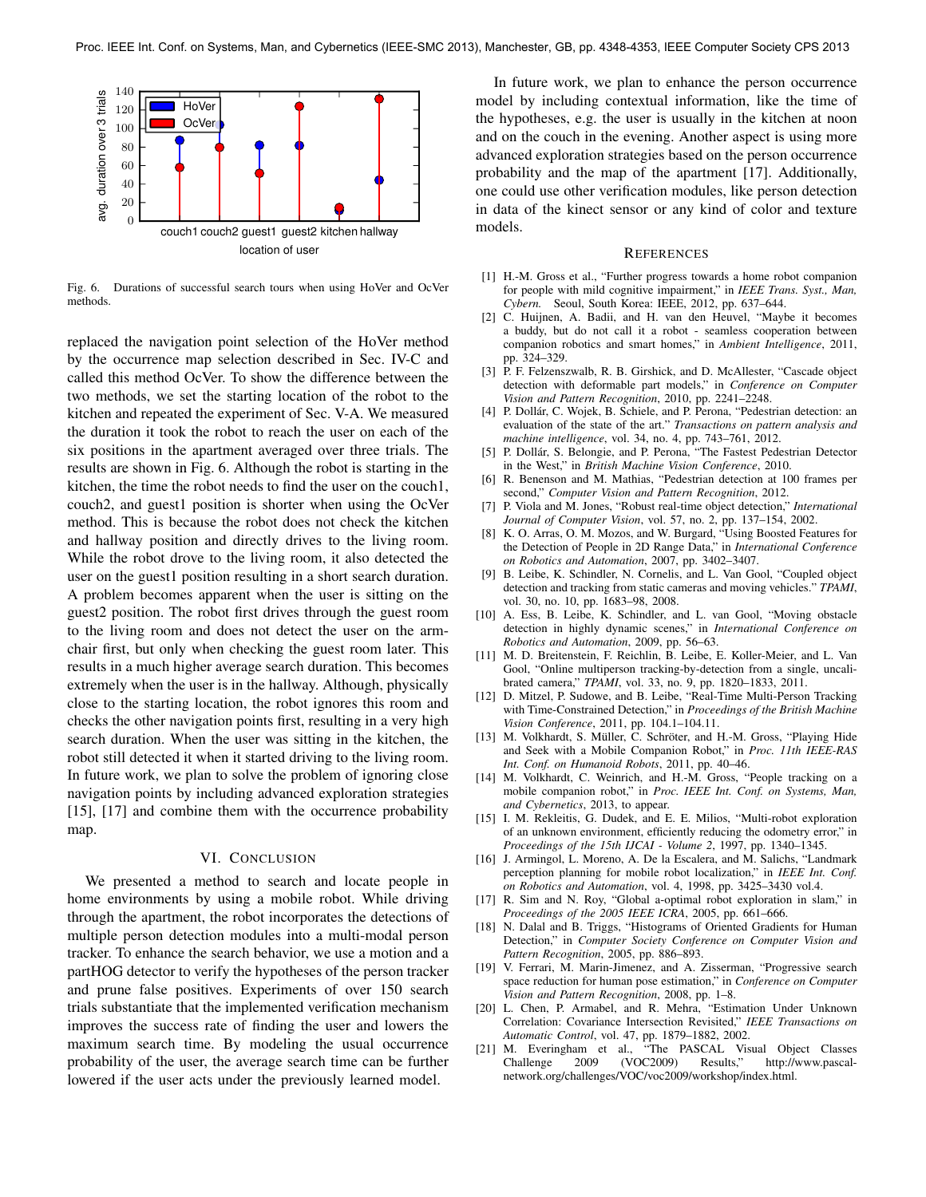140
120
100
80
60
40
20
0

avg. duration over 3 trials

HoVer
OcVer

couch1 couch2 guest1 guest2 kitchen hallway

location of user

Fig. 6. Durations of successful search tours when using HoVer and OcVer methods.

replaced the navigation point selection of the HoVer method by the occurrence map selection described in Sec. IV-C and called this method OcVer. To show the difference between the two methods, we set the starting location of the robot to the kitchen and repeated the experiment of Sec. V-A. We measured the duration it took the robot to reach the user on each of the six positions in the apartment averaged over three trials. The results are shown in Fig. 6. Although the robot is starting in the kitchen, the time the robot needs to find the user on the couch1, couch2, and guest1 position is shorter when using the OcVer method. This is because the robot does not check the kitchen and hallway position and directly drives to the living room. While the robot drove to the living room, it also detected the user on the guest1 position resulting in a short search duration. A problem becomes apparent when the user is sitting on the guest2 position. The robot first drives through the guest room to the living room and does not detect the user on the armchair first, but only when checking the guest room later. This results in a much higher average search duration. This becomes extremely when the user is in the hallway. Although, physically close to the starting location, the robot ignores this room and checks the other navigation points first, resulting in a very high search duration. When the user was sitting in the kitchen, the robot still detected it when it started driving to the living room. In future work, we plan to solve the problem of ignoring close navigation points by including advanced exploration strategies [15], [17] and combine them with the occurrence probability map.

## VI. CONCLUSION

We presented a method to search and locate people in home environments by using a mobile robot. While driving through the apartment, the robot incorporates the detections of multiple person detection modules into a multi-modal person tracker. To enhance the search behavior, we use a motion and a partHOG detector to verify the hypotheses of the person tracker and prune false positives. Experiments of over 150 search trials substantiate that the implemented verification mechanism improves the success rate of finding the user and lowers the maximum search time. By modeling the usual occurrence probability of the user, the average search time can be further lowered if the user acts under the previously learned model.

In future work, we plan to enhance the person occurrence model by including contextual information, like the time of the hypotheses, e.g. the user is usually in the kitchen at noon and on the couch in the evening. Another aspect is using more advanced exploration strategies based on the person occurrence probability and the map of the apartment [17]. Additionally, one could use other verification modules, like person detection in data of the kinect sensor or any kind of color and texture models.

## REFERENCES

[1] H.-M. Gross et al., "Further progress towards a home robot companion for people with mild cognitive impairment," in *IEEE Trans. Syst., Man, Cybern.* Seoul, South Korea: IEEE, 2012, pp. 637–644.

[2] C. Huijnen, A. Badii, and H. van den Heuvel, "Maybe it becomes a buddy, but do not call it a robot - seamless cooperation between companion robotics and smart homes," in *Ambient Intelligence*, 2011, pp. 324–329.

[3] P. F. Felzenszwalb, R. B. Girshick, and D. McAllester, "Cascade object detection with deformable part models," in *Conference on Computer Vision and Pattern Recognition*, 2010, pp. 2241–2248.

[4] P. Dollár, C. Wojek, B. Schiele, and P. Perona, "Pedestrian detection: an evaluation of the state of the art." *Transactions on pattern analysis and machine intelligence*, vol. 34, no. 4, pp. 743–761, 2012.

[5] P. Dollár, S. Belongie, and P. Perona, "The Fastest Pedestrian Detector in the West," in *British Machine Vision Conference*, 2010.

[6] R. Benenson and M. Mathias, "Pedestrian detection at 100 frames per second," *Computer Vision and Pattern Recognition*, 2012.

[7] P. Viola and M. Jones, "Robust real-time object detection," *International Journal of Computer Vision*, vol. 57, no. 2, pp. 137–154, 2002.

[8] K. O. Arras, O. M. Mozos, and W. Burgard, "Using Boosted Features for the Detection of People in 2D Range Data," in *International Conference on Robotics and Automation*, 2007, pp. 3402–3407.

[9] B. Leibe, K. Schindler, N. Cornelis, and L. Van Gool, "Coupled object detection and tracking from static cameras and moving vehicles." *TPAMI*, vol. 30, no. 10, pp. 1683–98, 2008.

[10] A. Ess, B. Leibe, K. Schindler, and L. van Gool, "Moving obstacle detection in highly dynamic scenes," in *International Conference on Robotics and Automation*, 2009, pp. 56–63.

[11] M. D. Breitenstein, F. Reichlin, B. Leibe, E. Koller-Meier, and L. Van Gool, "Online multiperson tracking-by-detection from a single, uncalibrated camera," *TPAMI*, vol. 33, no. 9, pp. 1820–1833, 2011.

[12] D. Mitzel, P. Sudowe, and B. Leibe, "Real-Time Multi-Person Tracking with Time-Constrained Detection," in *Proceedings of the British Machine Vision Conference*, 2011, pp. 104.1–104.11.

[13] M. Volkhardt, S. Müller, C. Schröter, and H.-M. Gross, "Playing Hide and Seek with a Mobile Companion Robot," in *Proc. 11th IEEE-RAS Int. Conf. on Humanoid Robots*, 2011, pp. 40–46.

[14] M. Volkhardt, C. Weinrich, and H.-M. Gross, "People tracking on a mobile companion robot," in *Proc. IEEE Int. Conf. on Systems, Man, and Cybernetics*, 2013, to appear.

[15] I. M. Rekleitis, G. Dudek, and E. E. Milios, "Multi-robot exploration of an unknown environment, efficiently reducing the odometry error," in *Proceedings of the 15th IJCAI - Volume 2*, 1997, pp. 1340–1345.

[16] J. Armingol, L. Moreno, A. De la Escalera, and M. Salichs, "Landmark perception planning for mobile robot localization," in *IEEE Int. Conf. on Robotics and Automation*, vol. 4, 1998, pp. 3425–3430 vol.4.

[17] R. Sim and N. Roy, "Global a-optimal robot exploration in slam," in *Proceedings of the 2005 IEEE ICRA*, 2005, pp. 661–666.

[18] N. Dalal and B. Triggs, "Histograms of Oriented Gradients for Human Detection," in *Computer Society Conference on Computer Vision and Pattern Recognition*, 2005, pp. 886–893.

[19] V. Ferrari, M. Marin-Jimenez, and A. Zisserman, "Progressive search space reduction for human pose estimation," in *Conference on Computer Vision and Pattern Recognition*, 2008, pp. 1–8.

[20] L. Chen, P. Armabel, and R. Mehra, "Estimation Under Unknown Correlation: Covariance Intersection Revisited," *IEEE Transactions on Automatic Control*, vol. 47, pp. 1879–1882, 2002.

[21] M. Everingham et al., "The PASCAL Visual Object Classes Challenge 2009 (VOC2009) Results," http://www.pascal-network.org/challenges/VOC/voc2009/workshop/index.html.